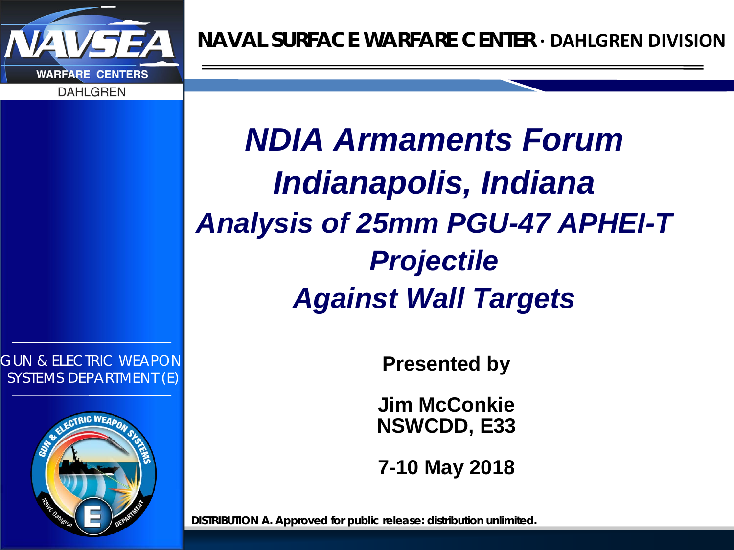NAVAL SURFACE WARFARE CENTER · DAHLGREN DIVISION

GUN & ELECTRIC WEAPON SYSTEMS DEPARTMENT (E)

# *NDIA Armaments Forum*

# *Indianapolis, Indiana*

## *Analysis of 25mm PGU-47 APHEI-T Projectile Against Wall Targets*

**Presented by**

**Jim McConkie**
**NSWCDD, E33**

**7-10 May 2018**

**DISTRIBUTION A. Approved for public release: distribution unlimited.**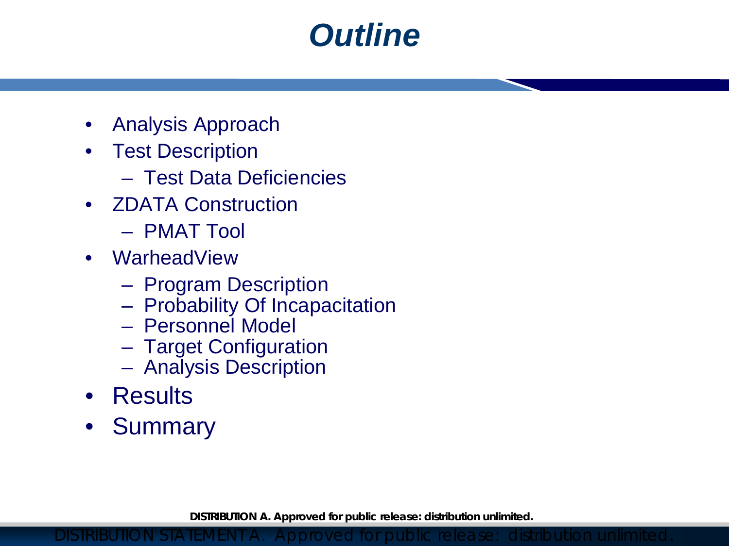# *Outline*

- Analysis Approach
- Test Description
  - Test Data Deficiencies
- ZDATA Construction
  - PMAT Tool
- WarheadView
  - Program Description
  - Probability Of Incapacitation
  - Personnel Model
  - Target Configuration
  - Analysis Description
- Results
- Summary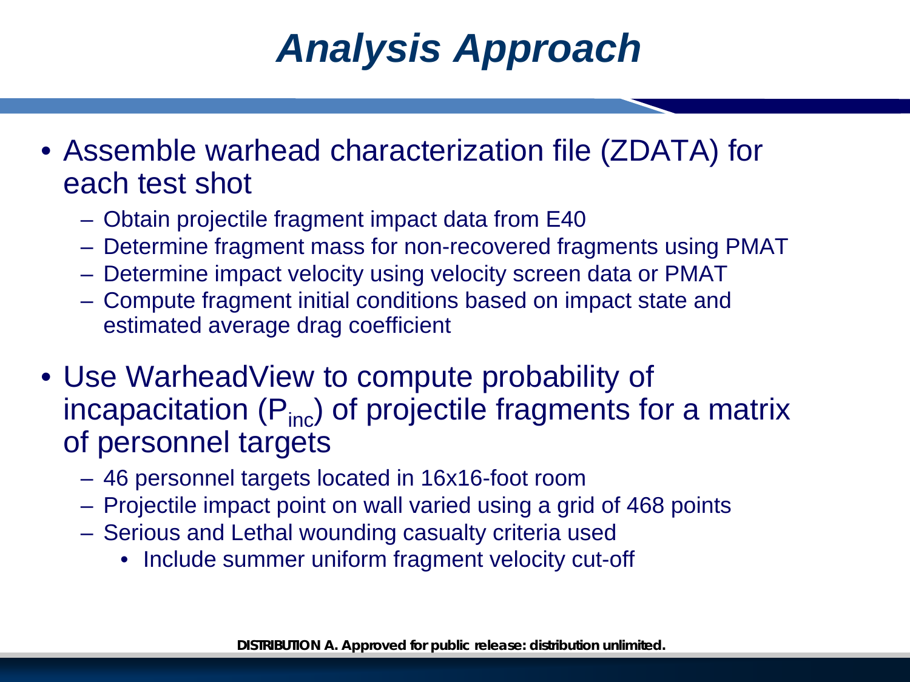# *Analysis Approach*

- Assemble warhead characterization file (ZDATA) for each test shot
  - Obtain projectile fragment impact data from E40
  - Determine fragment mass for non-recovered fragments using PMAT
  - Determine impact velocity using velocity screen data or PMAT
  - Compute fragment initial conditions based on impact state and estimated average drag coefficient
- Use WarheadView to compute probability of incapacitation ($P_{inc}$) of projectile fragments for a matrix of personnel targets
  - 46 personnel targets located in 16x16-foot room
  - Projectile impact point on wall varied using a grid of 468 points
  - Serious and Lethal wounding casualty criteria used
    - Include summer uniform fragment velocity cut-off

**DISTRIBUTION A. Approved for public release: distribution unlimited.**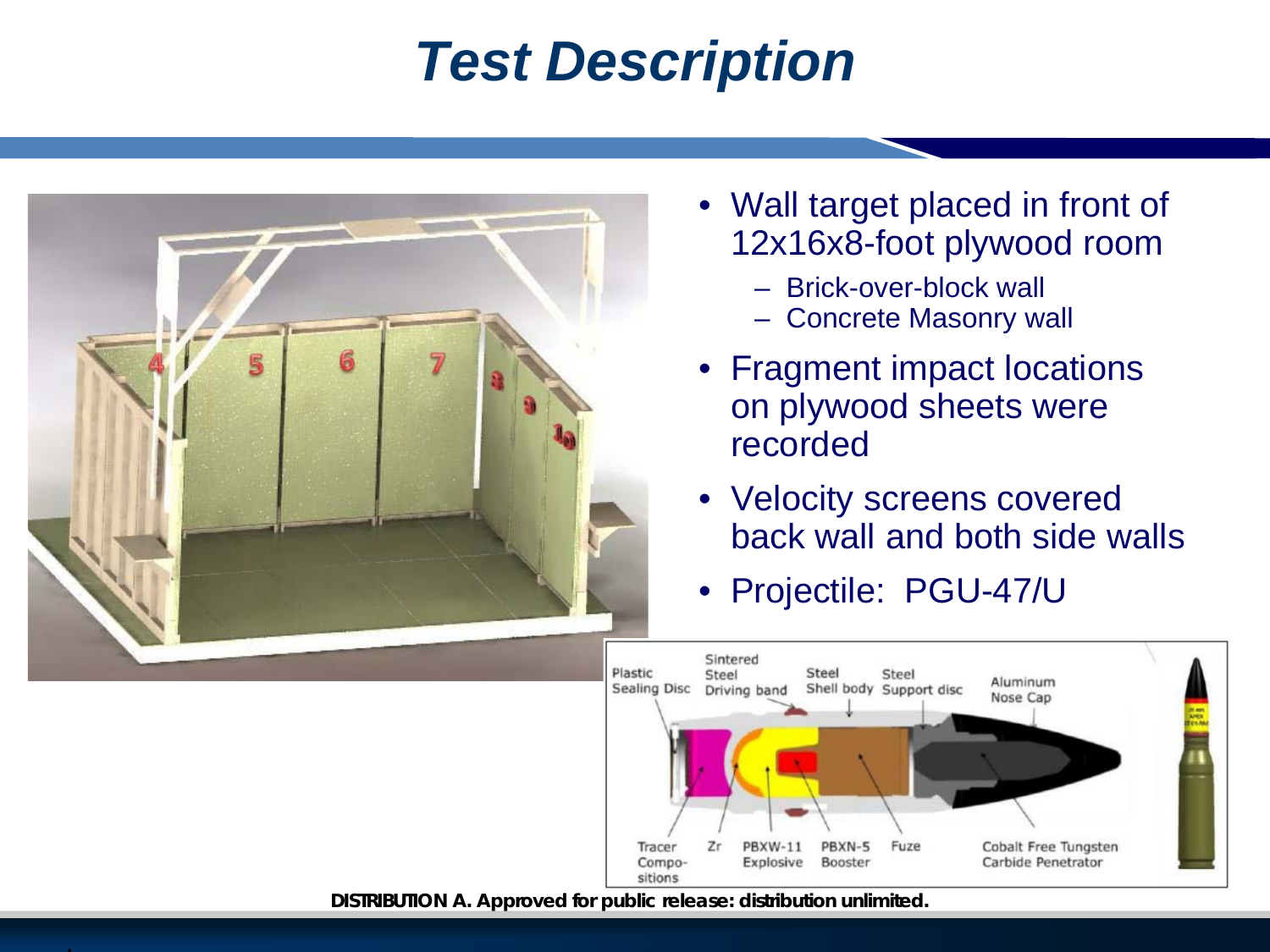# Test Description

- Wall target placed in front of 12x16x8-foot plywood room
  - Brick-over-block wall
  - Concrete Masonry wall
- Fragment impact locations on plywood sheets were recorded
- Velocity screens covered back wall and both side walls
- Projectile: PGU-47/U

**DISTRIBUTION A. Approved for public release: distribution unlimited.**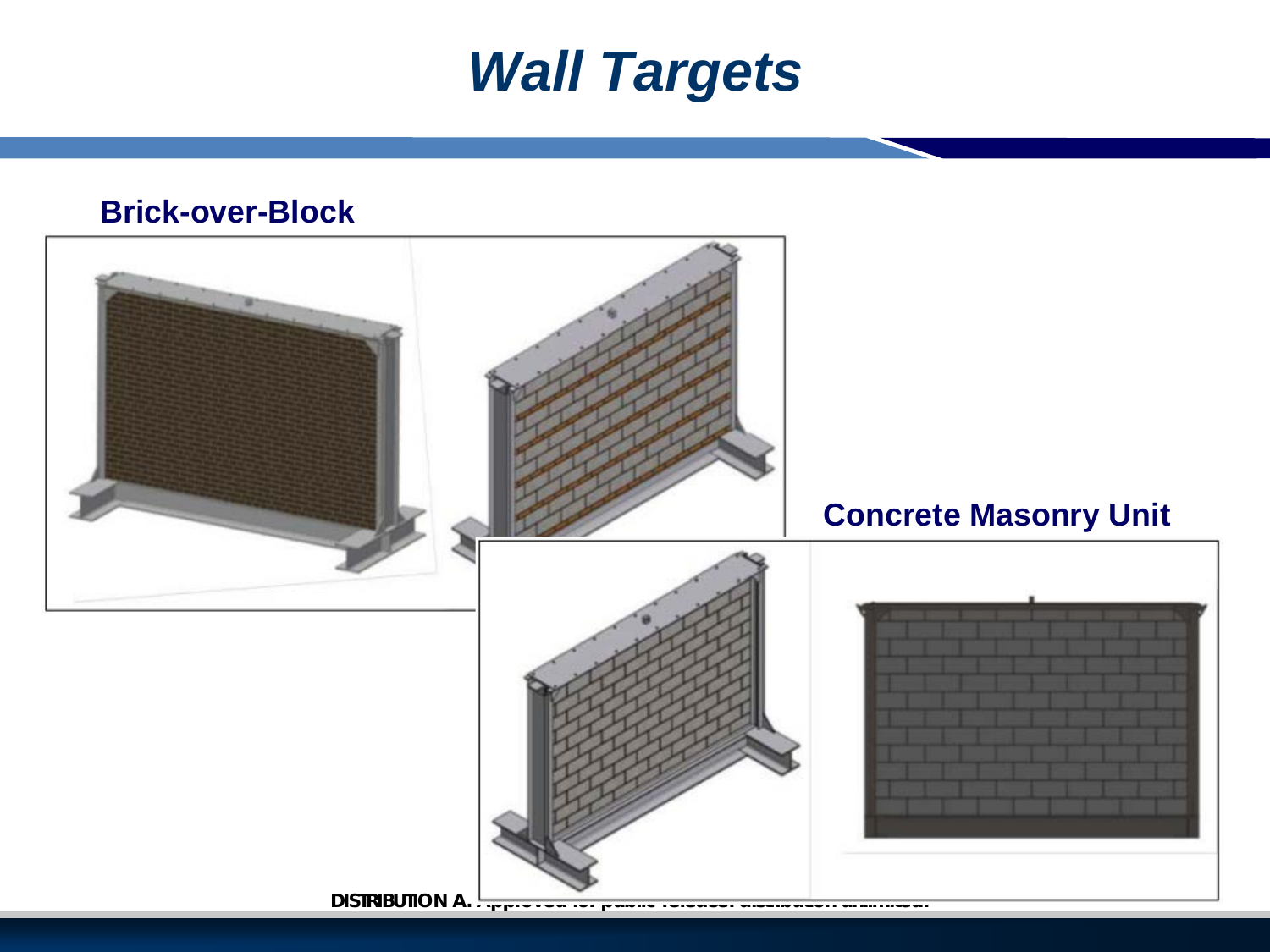# *Wall Targets*

**Brick-over-Block**

**Concrete Masonry Unit**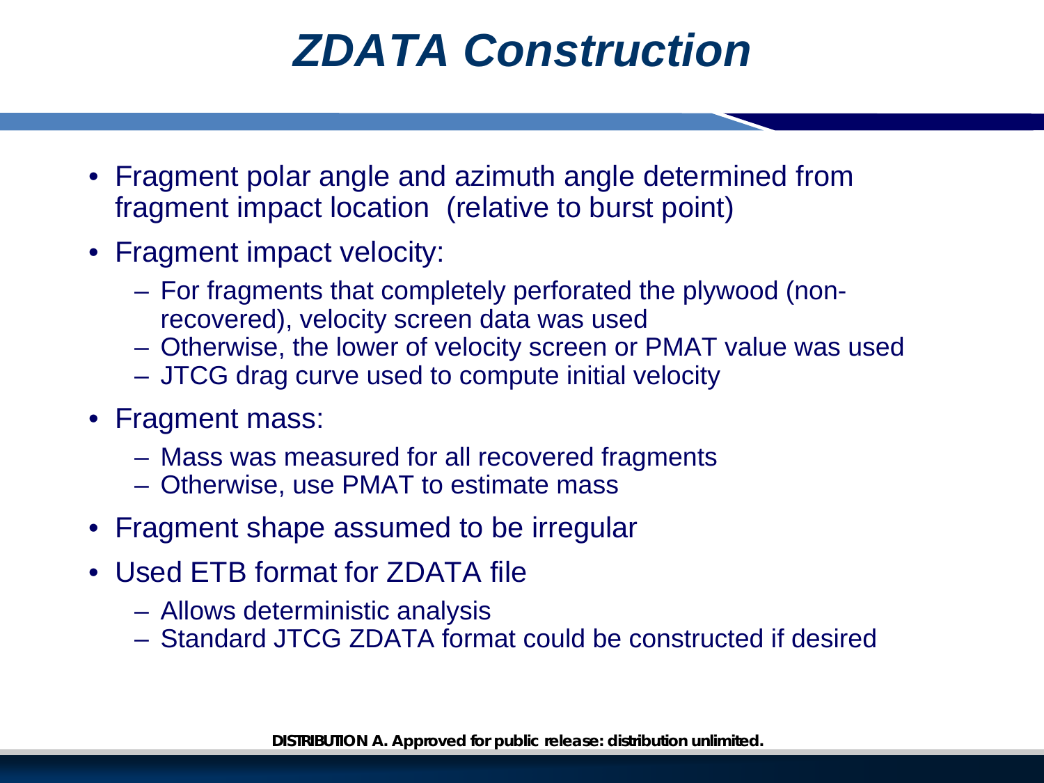# *ZDATA Construction*

- Fragment polar angle and azimuth angle determined from fragment impact location (relative to burst point)
- Fragment impact velocity:
  - For fragments that completely perforated the plywood (non-recovered), velocity screen data was used
  - Otherwise, the lower of velocity screen or PMAT value was used
  - JTCG drag curve used to compute initial velocity
- Fragment mass:
  - Mass was measured for all recovered fragments
  - Otherwise, use PMAT to estimate mass
- Fragment shape assumed to be irregular
- Used ETB format for ZDATA file
  - Allows deterministic analysis
  - Standard JTCG ZDATA format could be constructed if desired

**DISTRIBUTION A. Approved for public release: distribution unlimited.**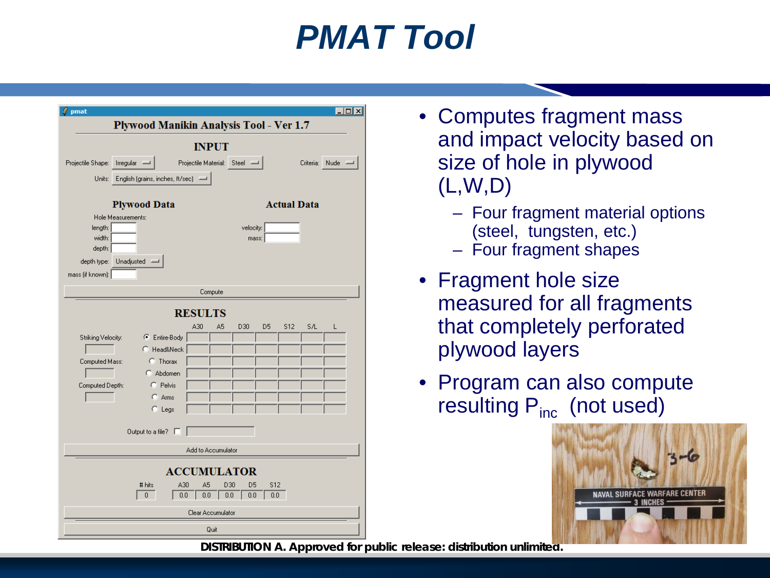# PMAT Tool

**pmat**

**Plywood Manikin Analysis Tool - Ver 1.7**

**INPUT**

Projectile Shape: Irregular    Projectile Material: Steel    Criteria: Nude

Units: English (grains, inches, ft/sec)

**Plywood Data**

Hole Measurements:

length:

width:

depth:

depth type: Unadjusted

mass (if known):

**Actual Data**

velocity:

mass:

Compute

**RESULTS**

| | | A30 | A5 | D30 | D5 | S12 | S/L | L |
|---|---|---|---|---|---|---|---|---|
| Striking Velocity: | Entire-Body | | | | | | | |
| | Head&Neck | | | | | | | |
| Computed Mass: | Thorax | | | | | | | |
| | Abdomen | | | | | | | |
| Computed Depth: | Pelvis | | | | | | | |
| | Arms | | | | | | | |
| | Legs | | | | | | | |

Output to a file?

Add to Accumulator

**ACCUMULATOR**

| # hits | A30 | A5 | D30 | D5 | S12 |
|---|---|---|---|---|---|
| 0 | 0.0 | 0.0 | 0.0 | 0.0 | 0.0 |

Clear Accumulator

Quit

- Computes fragment mass and impact velocity based on size of hole in plywood (L,W,D)
  - Four fragment material options (steel, tungsten, etc.)
  - Four fragment shapes
- Fragment hole size measured for all fragments that completely perforated plywood layers
- Program can also compute resulting $P_{inc}$ (not used)

3-6

NAVAL SURFACE WARFARE CENTER

3 INCHES

**DISTRIBUTION A. Approved for public release: distribution unlimited.**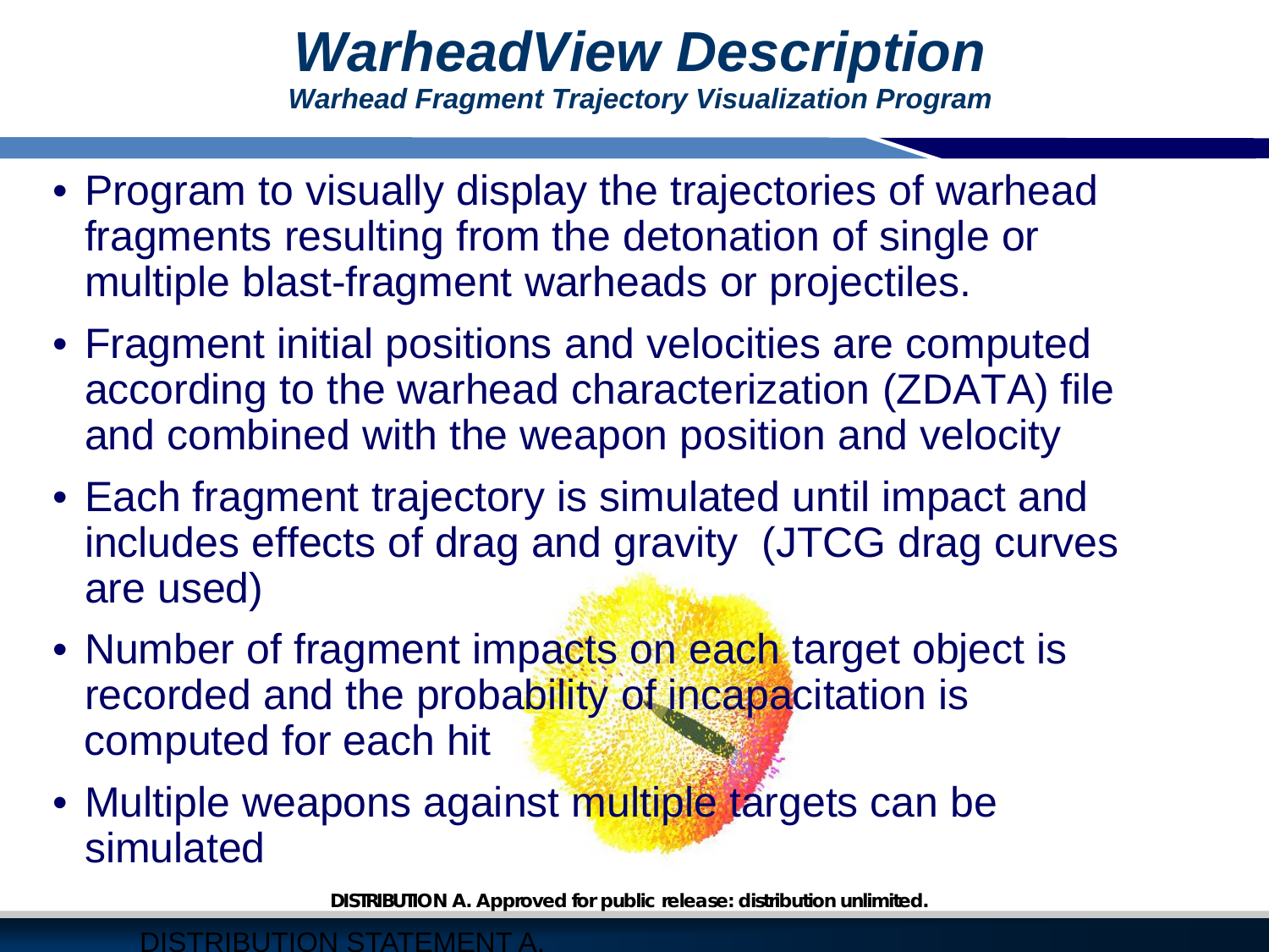# *WarheadView Description*

***Warhead Fragment Trajectory Visualization Program***

- Program to visually display the trajectories of warhead fragments resulting from the detonation of single or multiple blast-fragment warheads or projectiles.
- Fragment initial positions and velocities are computed according to the warhead characterization (ZDATA) file and combined with the weapon position and velocity
- Each fragment trajectory is simulated until impact and includes effects of drag and gravity (JTCG drag curves are used)
- Number of fragment impacts on each target object is recorded and the probability of incapacitation is computed for each hit
- Multiple weapons against multiple targets can be simulated

**DISTRIBUTION A. Approved for public release: distribution unlimited.**

DISTRIBUTION STATEMENT A.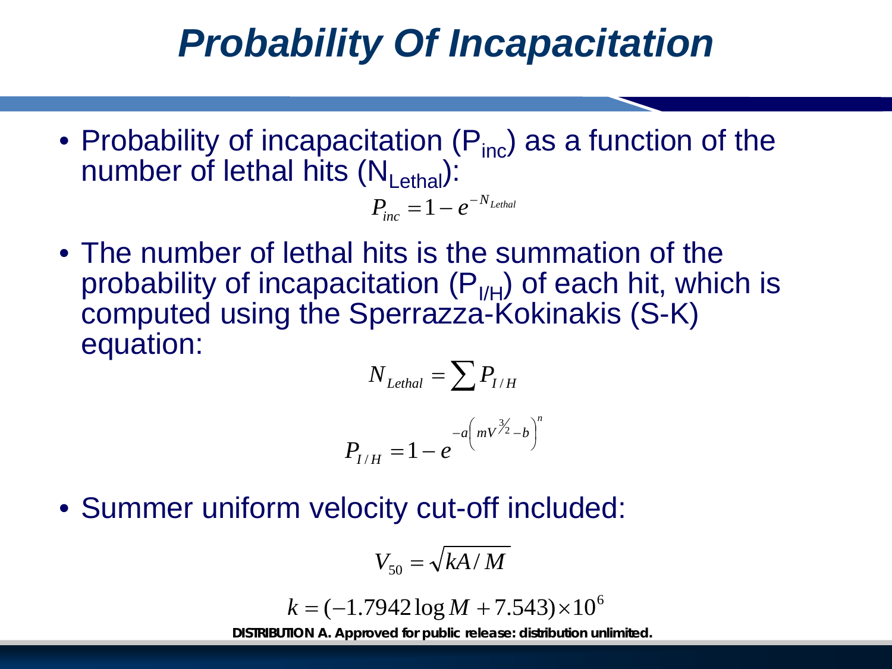# Probability Of Incapacitation

- Probability of incapacitation ($P_{inc}$) as a function of the number of lethal hits ($N_{Lethal}$):

$$P_{inc} = 1 - e^{-N_{Lethal}}$$

- The number of lethal hits is the summation of the probability of incapacitation ($P_{I/H}$) of each hit, which is computed using the Sperrazza-Kokinakis (S-K) equation:

$$N_{Lethal} = \sum P_{I/H}$$

$$P_{I/H} = 1 - e^{-a\left(mV^{3/2} - b\right)^{n}}$$

- Summer uniform velocity cut-off included:

$$V_{50} = \sqrt{kA/M}$$

$$k = (-1.7942\log M + 7.543) \times 10^{6}$$

**DISTRIBUTION A. Approved for public release: distribution unlimited.**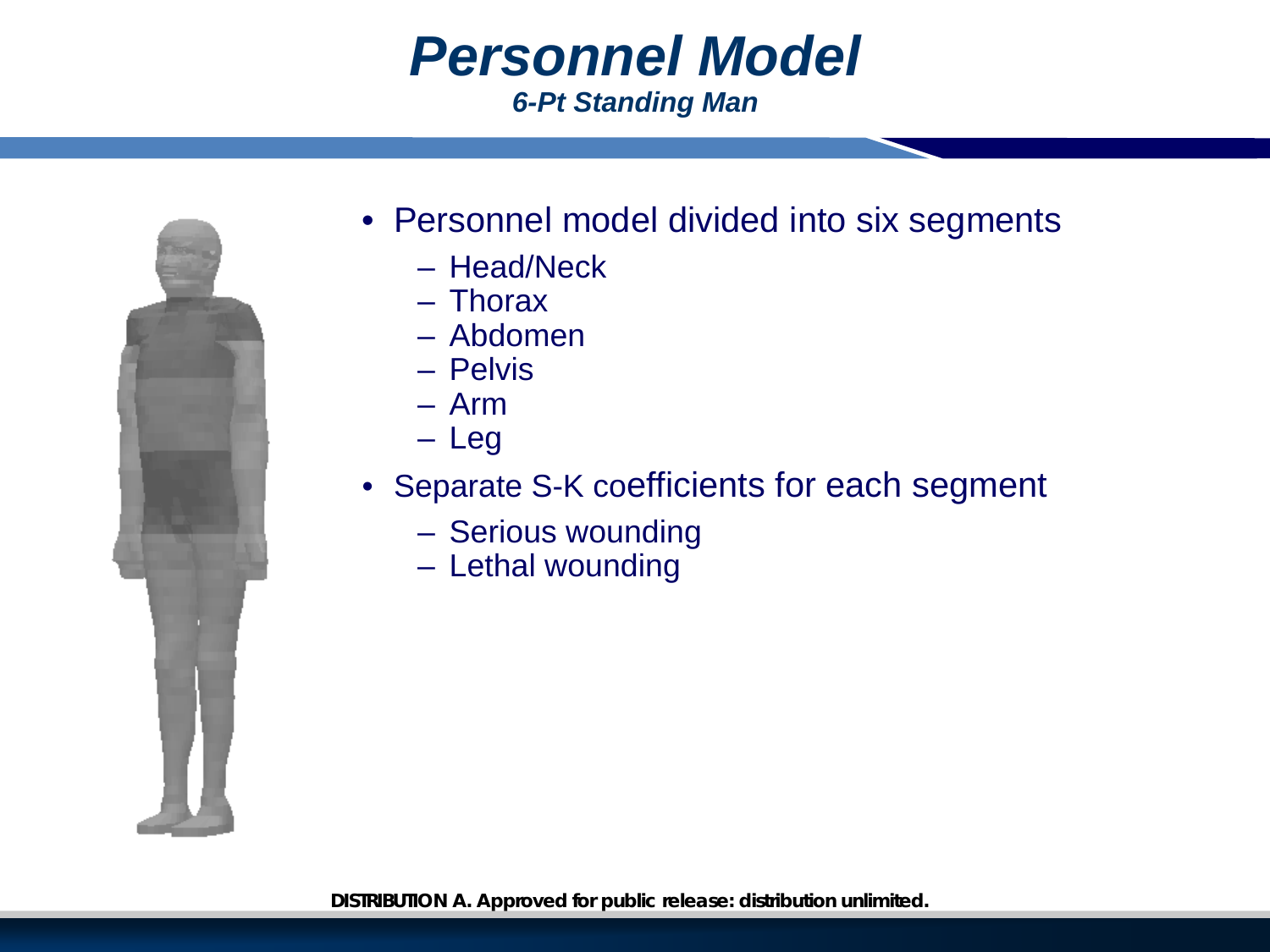# Personnel Model

### *6-Pt Standing Man*

- Personnel model divided into six segments
  - Head/Neck
  - Thorax
  - Abdomen
  - Pelvis
  - Arm
  - Leg
- Separate S-K coefficients for each segment
  - Serious wounding
  - Lethal wounding

**DISTRIBUTION A. Approved for public release: distribution unlimited.**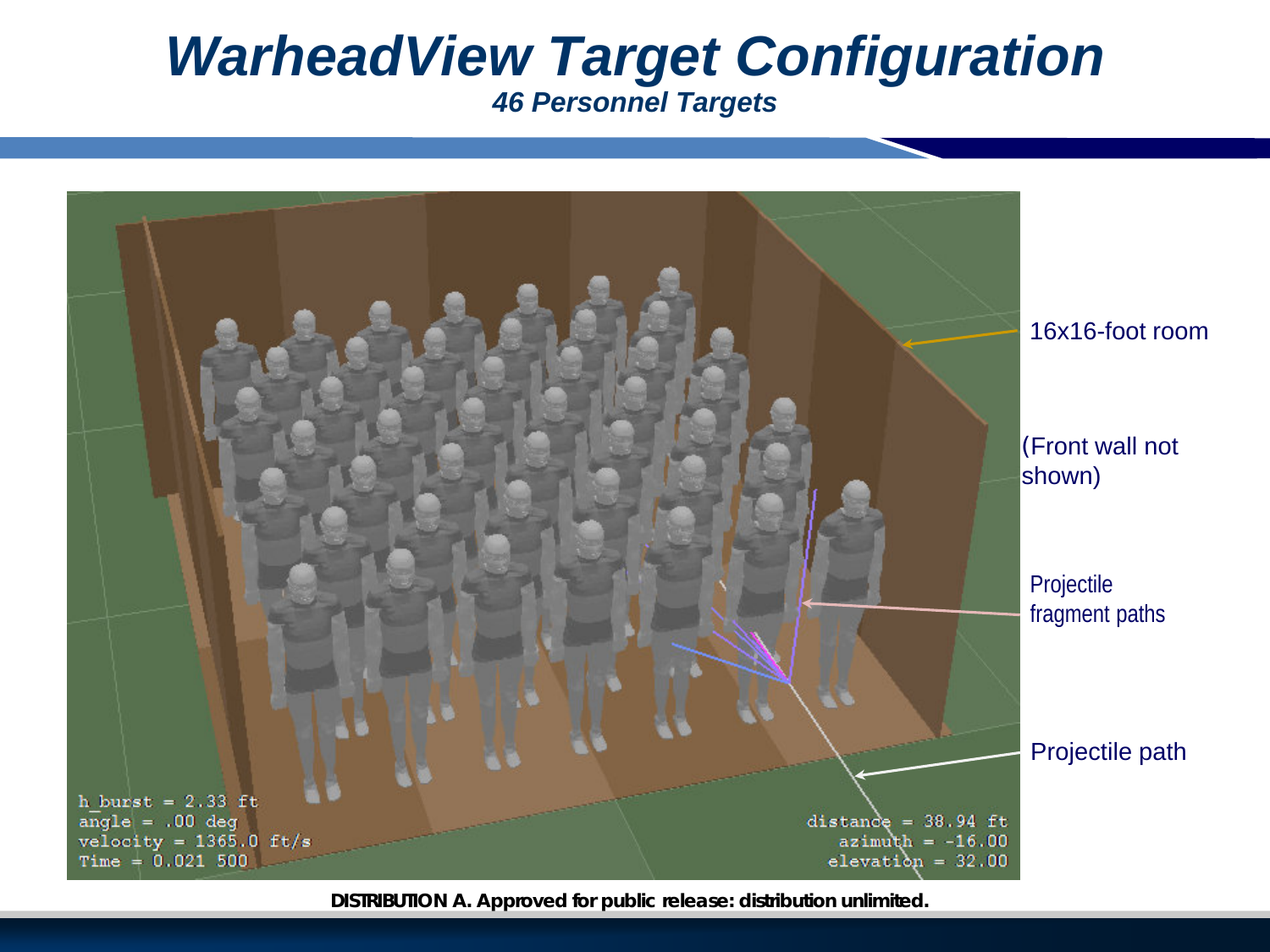# WarheadView Target Configuration

***46 Personnel Targets***

16x16-foot room

(Front wall not shown)

Projectile fragment paths

Projectile path

h_burst = 2.33 ft
angle = .00 deg
velocity = 1365.0 ft/s
Time = 0.021 500

distance = 38.94 ft
azimuth = -16.00
elevation = 32.00

**DISTRIBUTION A. Approved for public release: distribution unlimited.**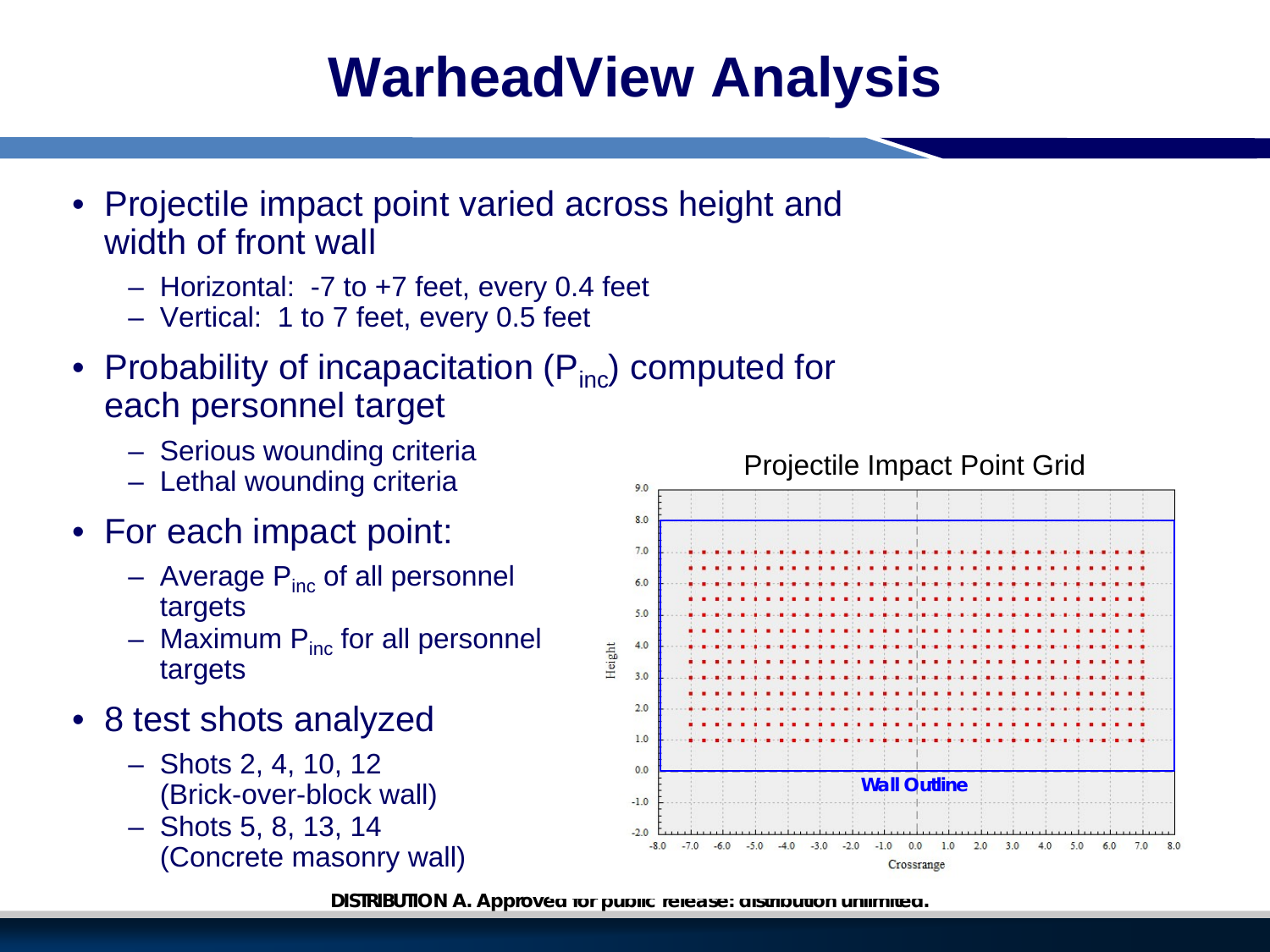# WarheadView Analysis

- Projectile impact point varied across height and width of front wall
  - Horizontal: -7 to +7 feet, every 0.4 feet
  - Vertical: 1 to 7 feet, every 0.5 feet
- Probability of incapacitation ($P_{inc}$) computed for each personnel target
  - Serious wounding criteria
  - Lethal wounding criteria
- For each impact point:
  - Average $P_{inc}$ of all personnel targets
  - Maximum $P_{inc}$ for all personnel targets
- 8 test shots analyzed
  - Shots 2, 4, 10, 12 (Brick-over-block wall)
  - Shots 5, 8, 13, 14 (Concrete masonry wall)

Projectile Impact Point Grid

DISTRIBUTION A. Approved for public release: distribution unlimited.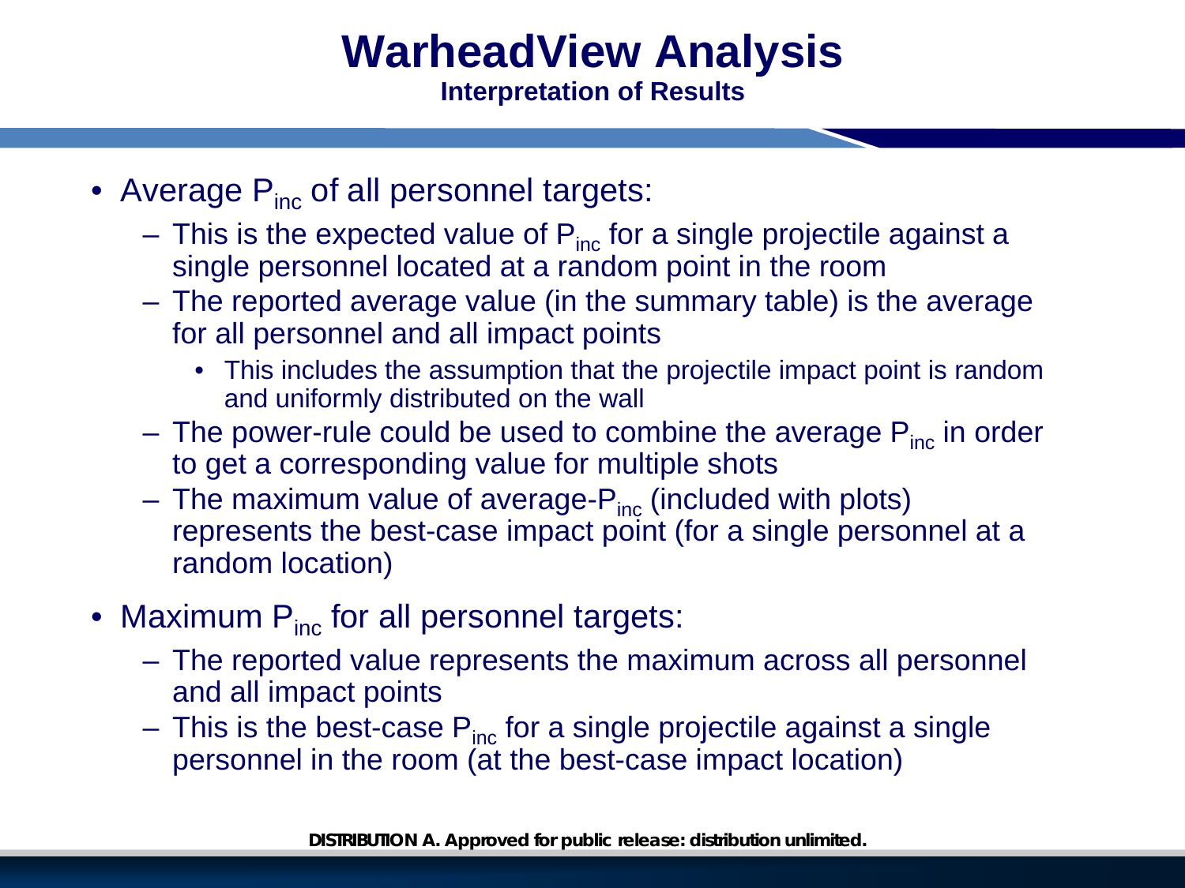# WarheadView Analysis

## Interpretation of Results

- Average $P_{inc}$ of all personnel targets:
  - This is the expected value of $P_{inc}$ for a single projectile against a single personnel located at a random point in the room
  - The reported average value (in the summary table) is the average for all personnel and all impact points
    - This includes the assumption that the projectile impact point is random and uniformly distributed on the wall
  - The power-rule could be used to combine the average $P_{inc}$ in order to get a corresponding value for multiple shots
  - The maximum value of average-$P_{inc}$ (included with plots) represents the best-case impact point (for a single personnel at a random location)
- Maximum $P_{inc}$ for all personnel targets:
  - The reported value represents the maximum across all personnel and all impact points
  - This is the best-case $P_{inc}$ for a single projectile against a single personnel in the room (at the best-case impact location)

**DISTRIBUTION A. Approved for public release: distribution unlimited.**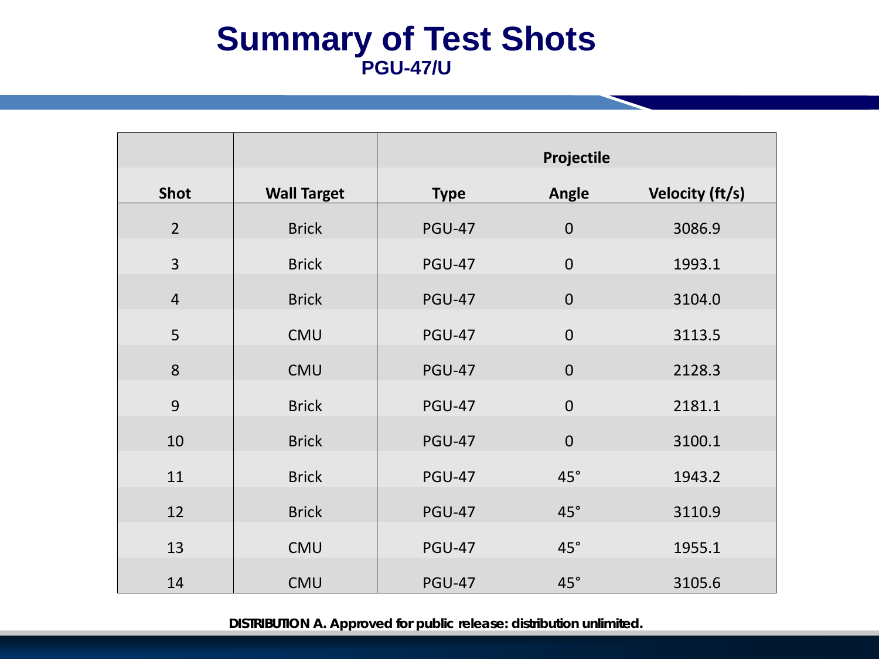# Summary of Test Shots

## PGU-47/U

| | | Projectile | | |
|---|---|---|---|---|
| **Shot** | **Wall Target** | **Type** | **Angle** | **Velocity (ft/s)** |
| 2 | Brick | PGU-47 | 0 | 3086.9 |
| 3 | Brick | PGU-47 | 0 | 1993.1 |
| 4 | Brick | PGU-47 | 0 | 3104.0 |
| 5 | CMU | PGU-47 | 0 | 3113.5 |
| 8 | CMU | PGU-47 | 0 | 2128.3 |
| 9 | Brick | PGU-47 | 0 | 2181.1 |
| 10 | Brick | PGU-47 | 0 | 3100.1 |
| 11 | Brick | PGU-47 | 45° | 1943.2 |
| 12 | Brick | PGU-47 | 45° | 3110.9 |
| 13 | CMU | PGU-47 | 45° | 1955.1 |
| 14 | CMU | PGU-47 | 45° | 3105.6 |

**DISTRIBUTION A. Approved for public release: distribution unlimited.**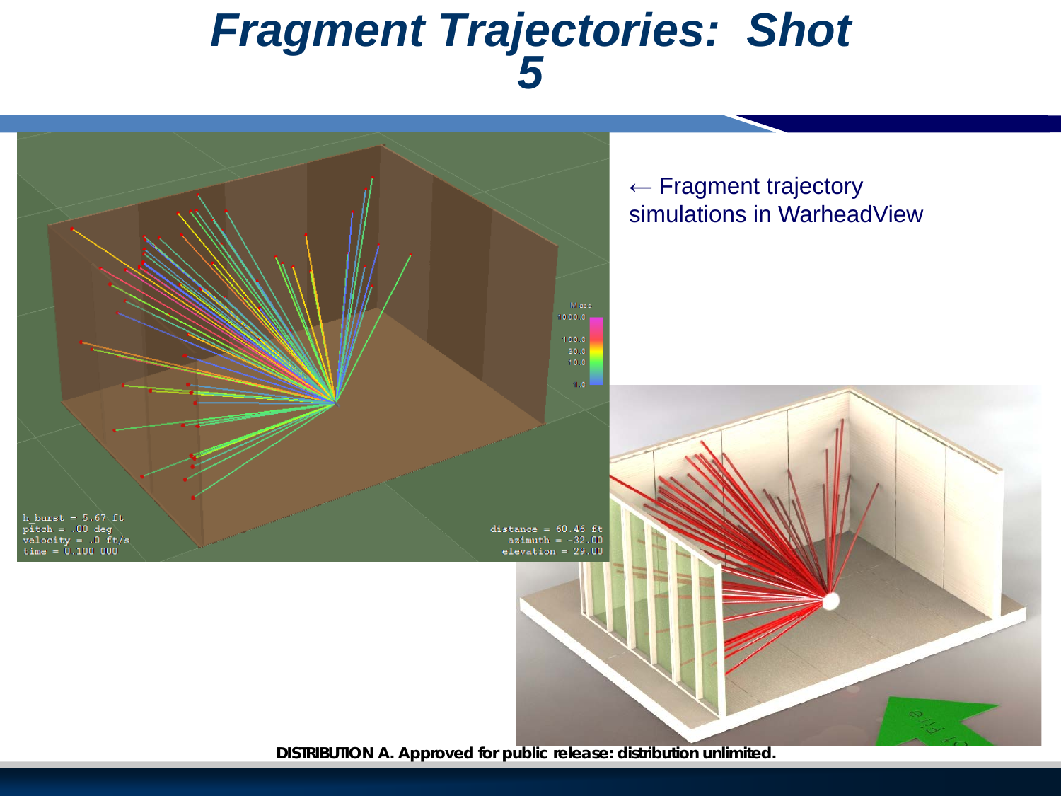# Fragment Trajectories: Shot 5

← Fragment trajectory simulations in WarheadView

**DISTRIBUTION A. Approved for public release: distribution unlimited.**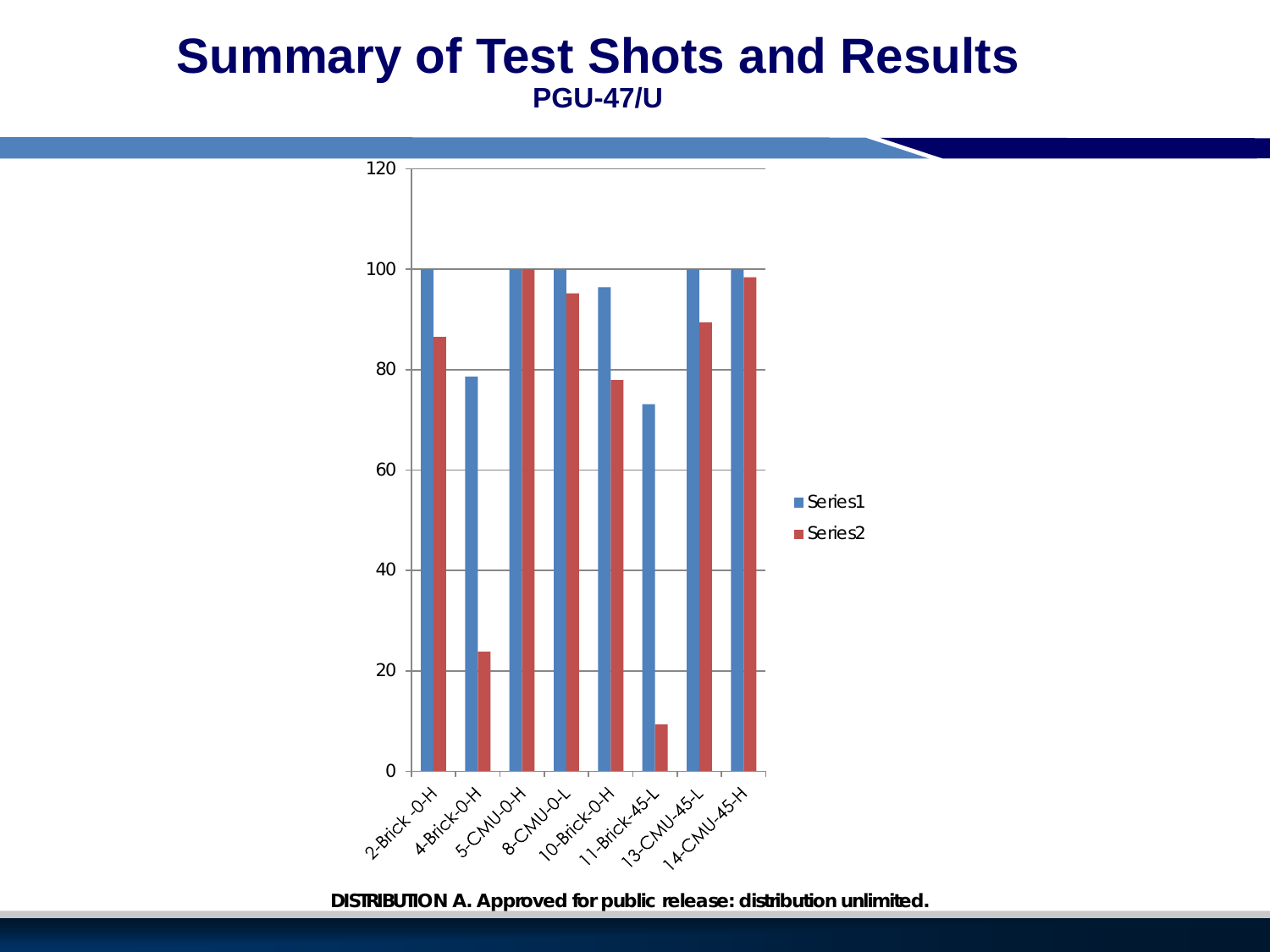# Summary of Test Shots and Results

**PGU-47/U**

| Shot | Series1 | Series2 |
|---|---|---|
| 2-Brick -0-H | 100 | 86.5 |
| 4-Brick-0-H | 78.5 | 23.5 |
| 5-CMU-0-H | 100 | 100 |
| 8-CMU-0-L | 100 | 95 |
| 10-Brick-0-H | 96.5 | 78 |
| 11-Brick-45-L | 73 | 9 |
| 13-CMU-45-L | 100 | 89.5 |
| 14-CMU-45-H | 100 | 98.5 |

**DISTRIBUTION A. Approved for public release: distribution unlimited.**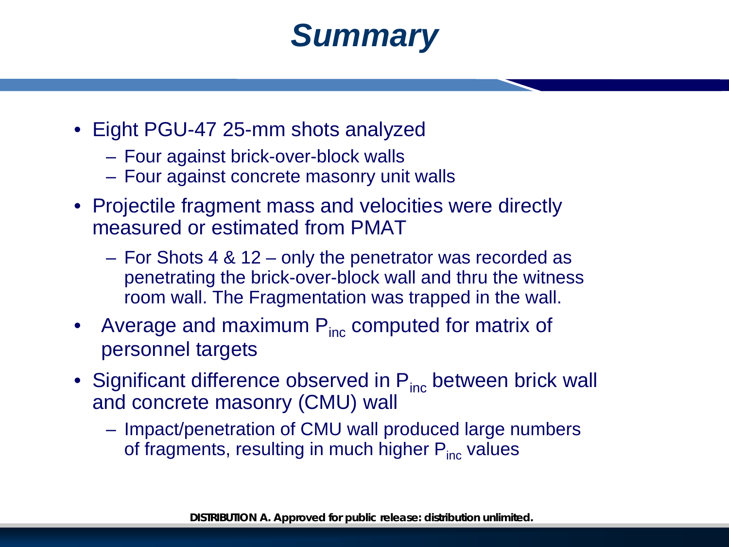# *Summary*

- Eight PGU-47 25-mm shots analyzed
  - Four against brick-over-block walls
  - Four against concrete masonry unit walls
- Projectile fragment mass and velocities were directly measured or estimated from PMAT
  - For Shots 4 & 12 – only the penetrator was recorded as penetrating the brick-over-block wall and thru the witness room wall. The Fragmentation was trapped in the wall.
- Average and maximum $P_{inc}$ computed for matrix of personnel targets
- Significant difference observed in $P_{inc}$ between brick wall and concrete masonry (CMU) wall
  - Impact/penetration of CMU wall produced large numbers of fragments, resulting in much higher $P_{inc}$ values

**DISTRIBUTION A. Approved for public release: distribution unlimited.**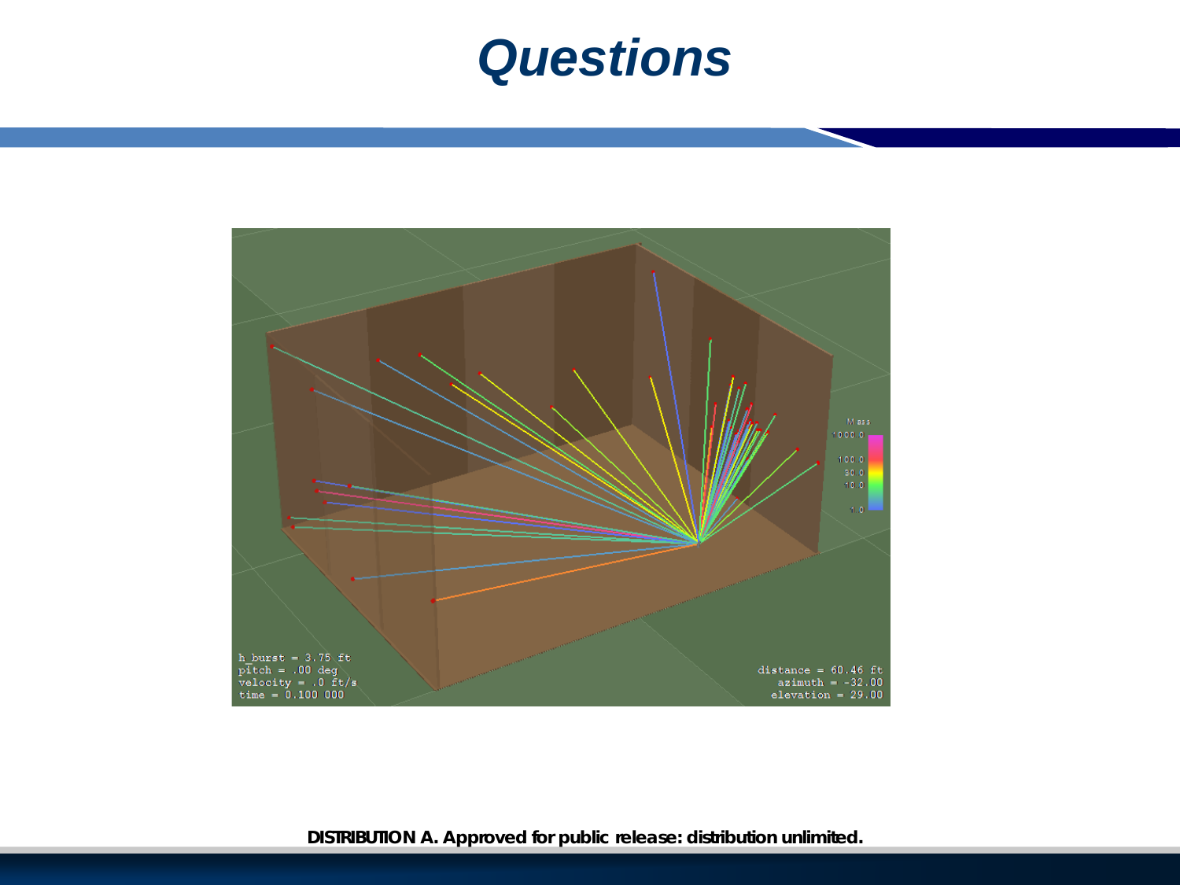# Questions

Mass
1000.0
100.0
30.0
10.0
1.0

h_burst = 3.75 ft
pitch = .00 deg
velocity = .0 ft/s
time = 0.100 000

distance = 60.46 ft
azimuth = -32.00
elevation = 29.00

**DISTRIBUTION A. Approved for public release: distribution unlimited.**